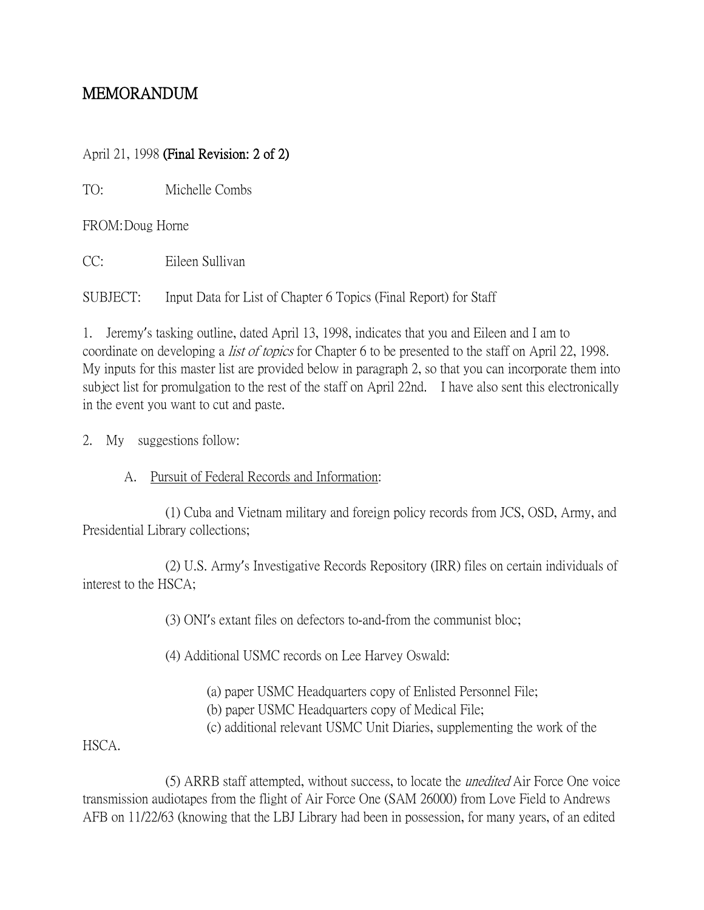# MEMORANDUM

April 21, 1998 **(Final Revision: 2 of 2)**

TO: Michelle Combs

FROM: Doug Horne

CC: Eileen Sullivan

SUBJECT: Input Data for List of Chapter 6 Topics (Final Report) for Staff

1. Jeremy's tasking outline, dated April 13, 1998, indicates that you and Eileen and I am to coordinate on developing a *list of topics* for Chapter 6 to be presented to the staff on April 22, 1998. My inputs for this master list are provided below in paragraph 2, so that you can incorporate them into subject list for promulgation to the rest of the staff on April 22nd. I have also sent this electronically in the event you want to cut and paste.

2. My suggestions follow:

A. Pursuit of Federal Records and Information:

(1) Cuba and Vietnam military and foreign policy records from JCS, OSD, Army, and Presidential Library collections;

(2) U.S. Army's Investigative Records Repository (IRR) files on certain individuals of interest to the HSCA;

(3) ONI's extant files on defectors to-and-from the communist bloc;

(4) Additional USMC records on Lee Harvey Oswald:

(a) paper USMC Headquarters copy of Enlisted Personnel File;
(b) paper USMC Headquarters copy of Medical File;
(c) additional relevant USMC Unit Diaries, supplementing the work of the HSCA.

(5) ARRB staff attempted, without success, to locate the *unedited* Air Force One voice transmission audiotapes from the flight of Air Force One (SAM 26000) from Love Field to Andrews AFB on 11/22/63 (knowing that the LBJ Library had been in possession, for many years, of an edited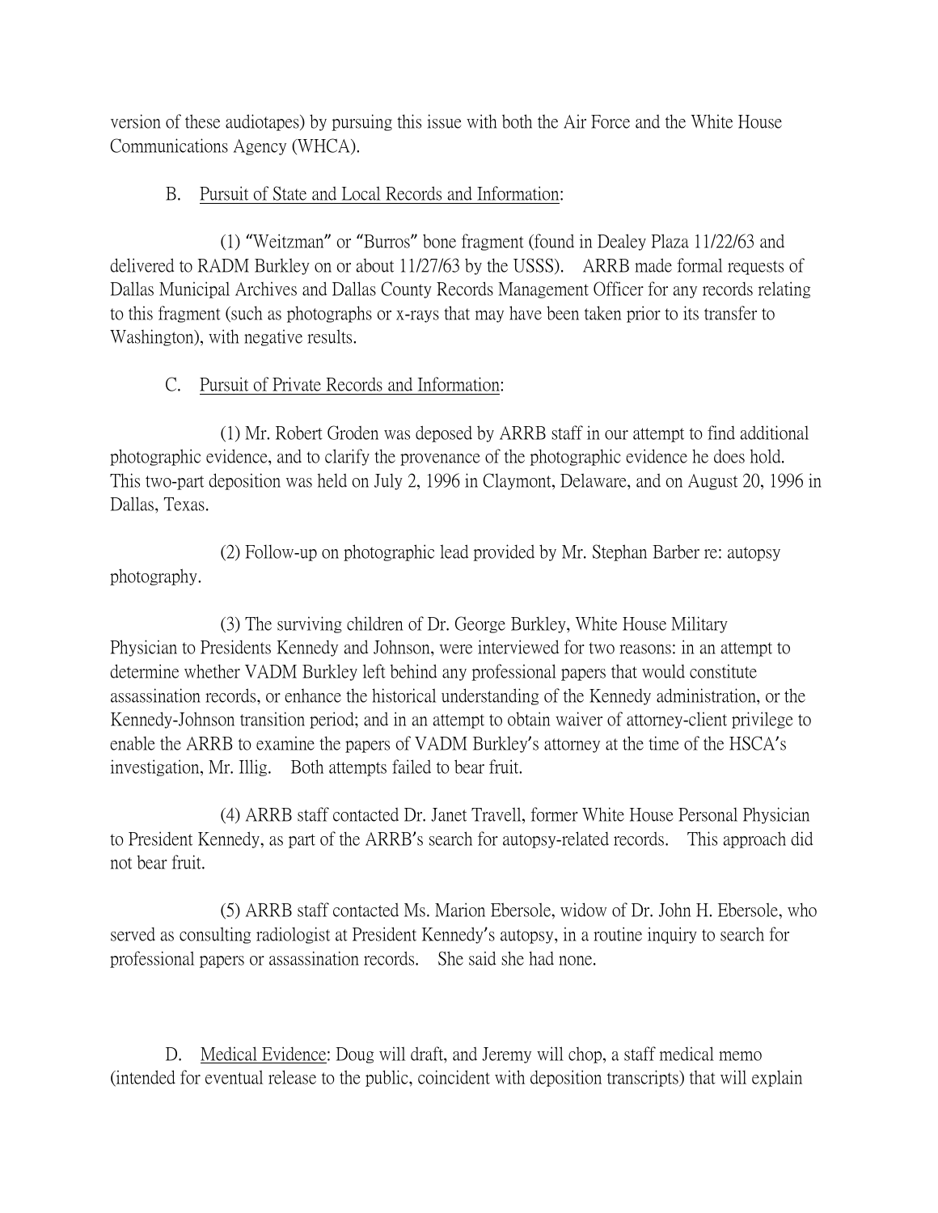version of these audiotapes) by pursuing this issue with both the Air Force and the White House Communications Agency (WHCA).

B. <u>Pursuit of State and Local Records and Information</u>:

(1) "Weitzman" or "Burros" bone fragment (found in Dealey Plaza 11/22/63 and delivered to RADM Burkley on or about 11/27/63 by the USSS). ARRB made formal requests of Dallas Municipal Archives and Dallas County Records Management Officer for any records relating to this fragment (such as photographs or x-rays that may have been taken prior to its transfer to Washington), with negative results.

C. <u>Pursuit of Private Records and Information</u>:

(1) Mr. Robert Groden was deposed by ARRB staff in our attempt to find additional photographic evidence, and to clarify the provenance of the photographic evidence he does hold. This two-part deposition was held on July 2, 1996 in Claymont, Delaware, and on August 20, 1996 in Dallas, Texas.

(2) Follow-up on photographic lead provided by Mr. Stephan Barber re: autopsy photography.

(3) The surviving children of Dr. George Burkley, White House Military Physician to Presidents Kennedy and Johnson, were interviewed for two reasons: in an attempt to determine whether VADM Burkley left behind any professional papers that would constitute assassination records, or enhance the historical understanding of the Kennedy administration, or the Kennedy-Johnson transition period; and in an attempt to obtain waiver of attorney-client privilege to enable the ARRB to examine the papers of VADM Burkley's attorney at the time of the HSCA's investigation, Mr. Illig. Both attempts failed to bear fruit.

(4) ARRB staff contacted Dr. Janet Travell, former White House Personal Physician to President Kennedy, as part of the ARRB's search for autopsy-related records. This approach did not bear fruit.

(5) ARRB staff contacted Ms. Marion Ebersole, widow of Dr. John H. Ebersole, who served as consulting radiologist at President Kennedy's autopsy, in a routine inquiry to search for professional papers or assassination records. She said she had none.

D. <u>Medical Evidence</u>: Doug will draft, and Jeremy will chop, a staff medical memo (intended for eventual release to the public, coincident with deposition transcripts) that will explain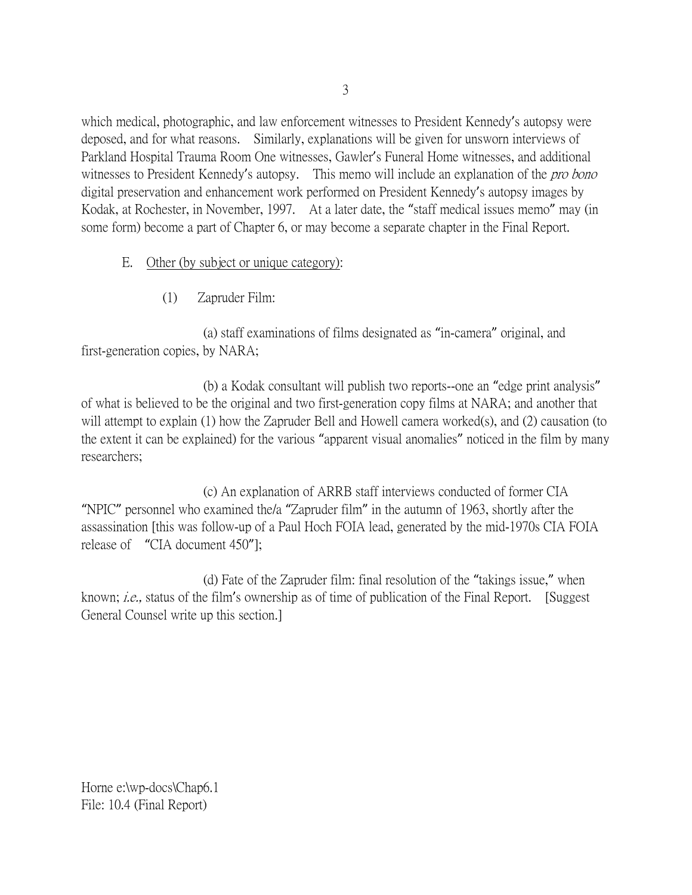which medical, photographic, and law enforcement witnesses to President Kennedy's autopsy were deposed, and for what reasons. Similarly, explanations will be given for unsworn interviews of Parkland Hospital Trauma Room One witnesses, Gawler's Funeral Home witnesses, and additional witnesses to President Kennedy's autopsy. This memo will include an explanation of the *pro bono* digital preservation and enhancement work performed on President Kennedy's autopsy images by Kodak, at Rochester, in November, 1997. At a later date, the "staff medical issues memo" may (in some form) become a part of Chapter 6, or may become a separate chapter in the Final Report.

E. Other (by subject or unique category):

(1) Zapruder Film:

(a) staff examinations of films designated as "in-camera" original, and first-generation copies, by NARA;

(b) a Kodak consultant will publish two reports--one an "edge print analysis" of what is believed to be the original and two first-generation copy films at NARA; and another that will attempt to explain (1) how the Zapruder Bell and Howell camera worked(s), and (2) causation (to the extent it can be explained) for the various "apparent visual anomalies" noticed in the film by many researchers;

(c) An explanation of ARRB staff interviews conducted of former CIA "NPIC" personnel who examined the/a "Zapruder film" in the autumn of 1963, shortly after the assassination [this was follow-up of a Paul Hoch FOIA lead, generated by the mid-1970s CIA FOIA release of "CIA document 450"];

(d) Fate of the Zapruder film: final resolution of the "takings issue," when known; *i.e.,* status of the film's ownership as of time of publication of the Final Report. [Suggest General Counsel write up this section.]

Horne e:\wp-docs\Chap6.1
File: 10.4 (Final Report)